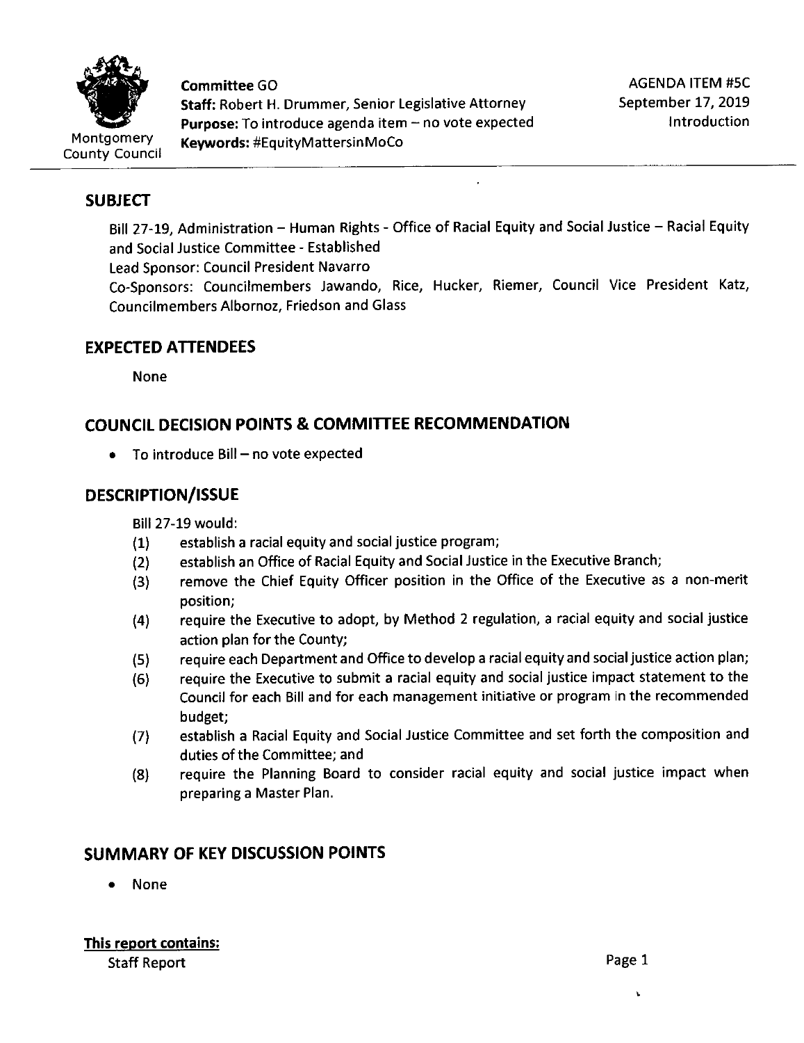Montgomery County Council

**Committee** GO
**Staff:** Robert H. Drummer, Senior Legislative Attorney
**Purpose:** To introduce agenda item – no vote expected
**Keywords:** #EquityMattersinMoCo

AGENDA ITEM #5C
September 17, 2019
Introduction

## SUBJECT

Bill 27-19, Administration – Human Rights - Office of Racial Equity and Social Justice – Racial Equity and Social Justice Committee - Established
Lead Sponsor: Council President Navarro
Co-Sponsors: Councilmembers Jawando, Rice, Hucker, Riemer, Council Vice President Katz, Councilmembers Albornoz, Friedson and Glass

## EXPECTED ATTENDEES

None

## COUNCIL DECISION POINTS & COMMITTEE RECOMMENDATION

- To introduce Bill – no vote expected

## DESCRIPTION/ISSUE

Bill 27-19 would:

(1) establish a racial equity and social justice program;
(2) establish an Office of Racial Equity and Social Justice in the Executive Branch;
(3) remove the Chief Equity Officer position in the Office of the Executive as a non-merit position;
(4) require the Executive to adopt, by Method 2 regulation, a racial equity and social justice action plan for the County;
(5) require each Department and Office to develop a racial equity and social justice action plan;
(6) require the Executive to submit a racial equity and social justice impact statement to the Council for each Bill and for each management initiative or program in the recommended budget;
(7) establish a Racial Equity and Social Justice Committee and set forth the composition and duties of the Committee; and
(8) require the Planning Board to consider racial equity and social justice impact when preparing a Master Plan.

## SUMMARY OF KEY DISCUSSION POINTS

- None

**This report contains:**
Staff Report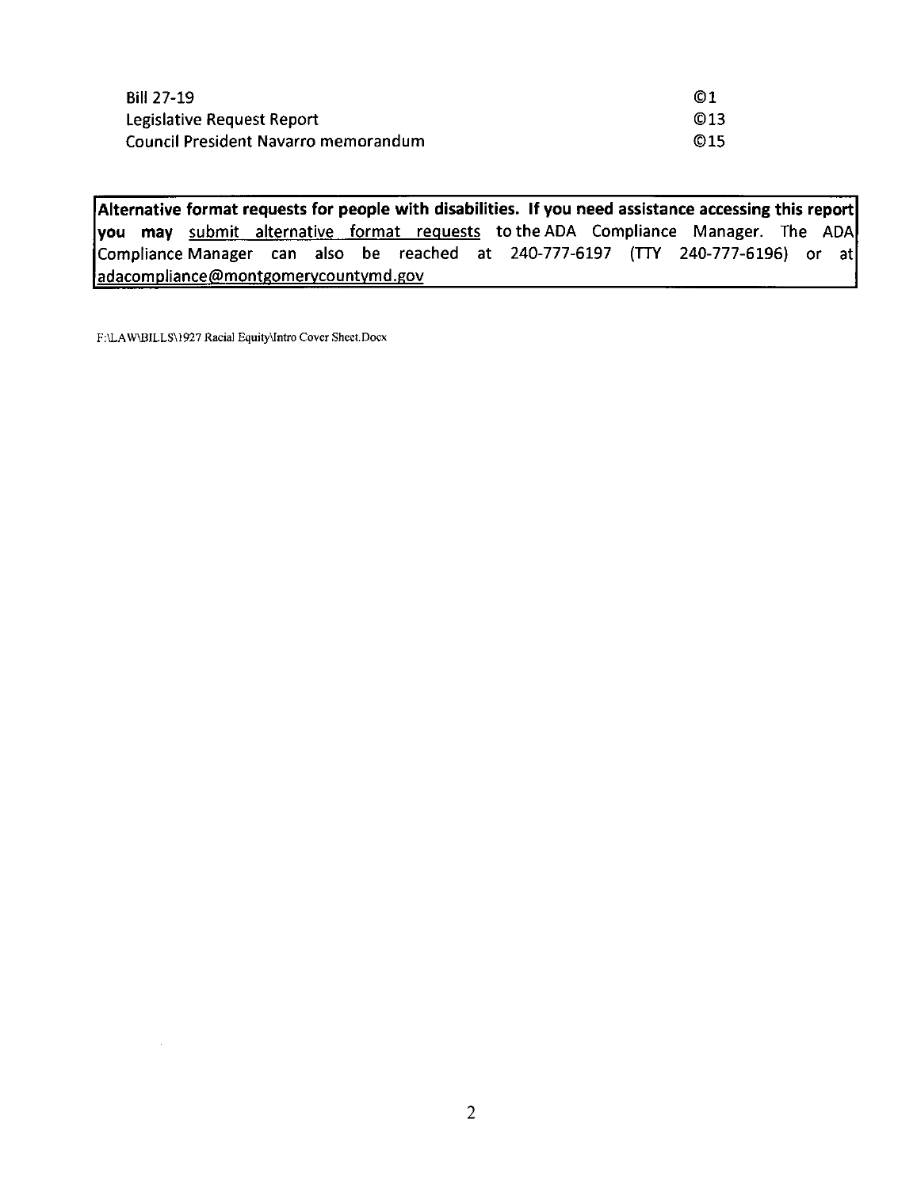| | |
|---|---|
| Bill 27-19 | ©1 |
| Legislative Request Report | ©13 |
| Council President Navarro memorandum | ©15 |

**Alternative format requests for people with disabilities. If you need assistance accessing this report you may** submit alternative format requests to the ADA Compliance Manager. The ADA Compliance Manager can also be reached at 240-777-6197 (TTY 240-777-6196) or at adacompliance@montgomerycountymd.gov

F:\LAW\BILLS\1927 Racial Equity\Intro Cover Sheet.Docx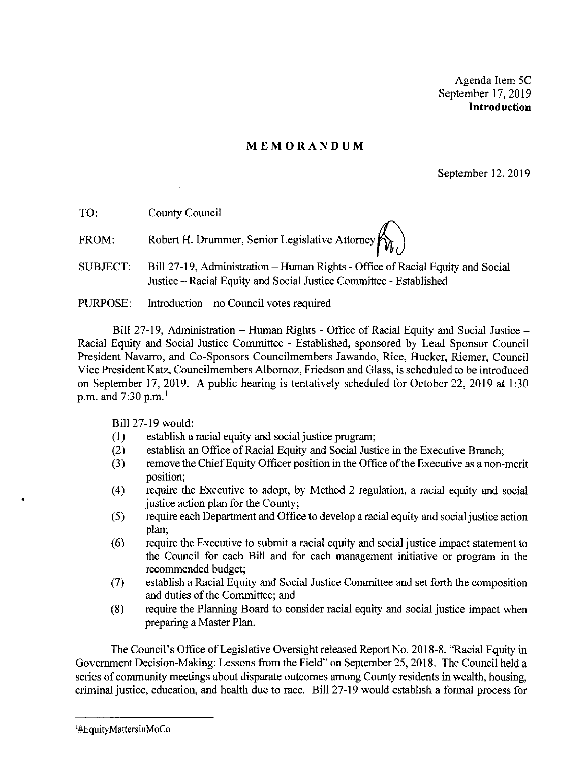Agenda Item 5C
September 17, 2019
**Introduction**

# MEMORANDUM

September 12, 2019

TO: County Council

FROM: Robert H. Drummer, Senior Legislative Attorney

SUBJECT: Bill 27-19, Administration – Human Rights - Office of Racial Equity and Social Justice – Racial Equity and Social Justice Committee - Established

PURPOSE: Introduction – no Council votes required

Bill 27-19, Administration – Human Rights - Office of Racial Equity and Social Justice – Racial Equity and Social Justice Committee - Established, sponsored by Lead Sponsor Council President Navarro, and Co-Sponsors Councilmembers Jawando, Rice, Hucker, Riemer, Council Vice President Katz, Councilmembers Albornoz, Friedson and Glass, is scheduled to be introduced on September 17, 2019. A public hearing is tentatively scheduled for October 22, 2019 at 1:30 p.m. and 7:30 p.m.[1]

Bill 27-19 would:

(1) establish a racial equity and social justice program;
(2) establish an Office of Racial Equity and Social Justice in the Executive Branch;
(3) remove the Chief Equity Officer position in the Office of the Executive as a non-merit position;
(4) require the Executive to adopt, by Method 2 regulation, a racial equity and social justice action plan for the County;
(5) require each Department and Office to develop a racial equity and social justice action plan;
(6) require the Executive to submit a racial equity and social justice impact statement to the Council for each Bill and for each management initiative or program in the recommended budget;
(7) establish a Racial Equity and Social Justice Committee and set forth the composition and duties of the Committee; and
(8) require the Planning Board to consider racial equity and social justice impact when preparing a Master Plan.

The Council's Office of Legislative Oversight released Report No. 2018-8, "Racial Equity in Government Decision-Making: Lessons from the Field" on September 25, 2018. The Council held a series of community meetings about disparate outcomes among County residents in wealth, housing, criminal justice, education, and health due to race. Bill 27-19 would establish a formal process for

[1] #EquityMattersinMoCo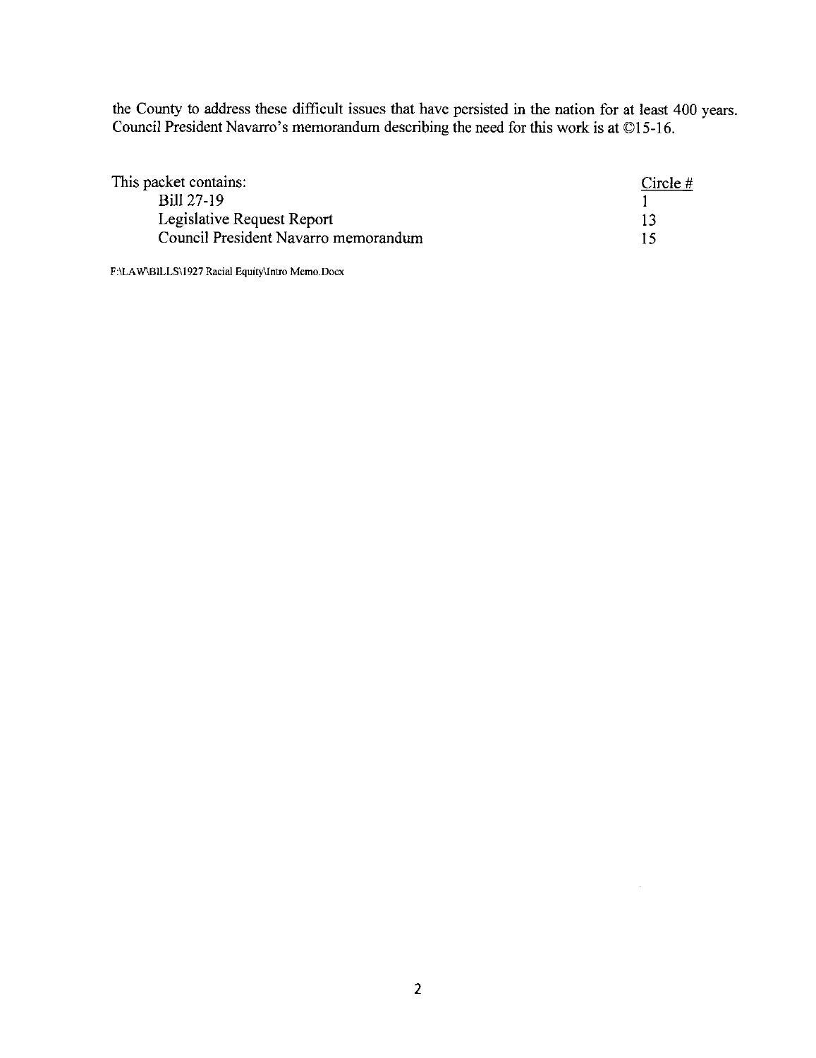the County to address these difficult issues that have persisted in the nation for at least 400 years. Council President Navarro's memorandum describing the need for this work is at ©15-16.

| This packet contains: | Circle # |
|---|---|
| Bill 27-19 | 1 |
| Legislative Request Report | 13 |
| Council President Navarro memorandum | 15 |

F:\LAW\BILLS\1927 Racial Equity\Intro Memo.Docx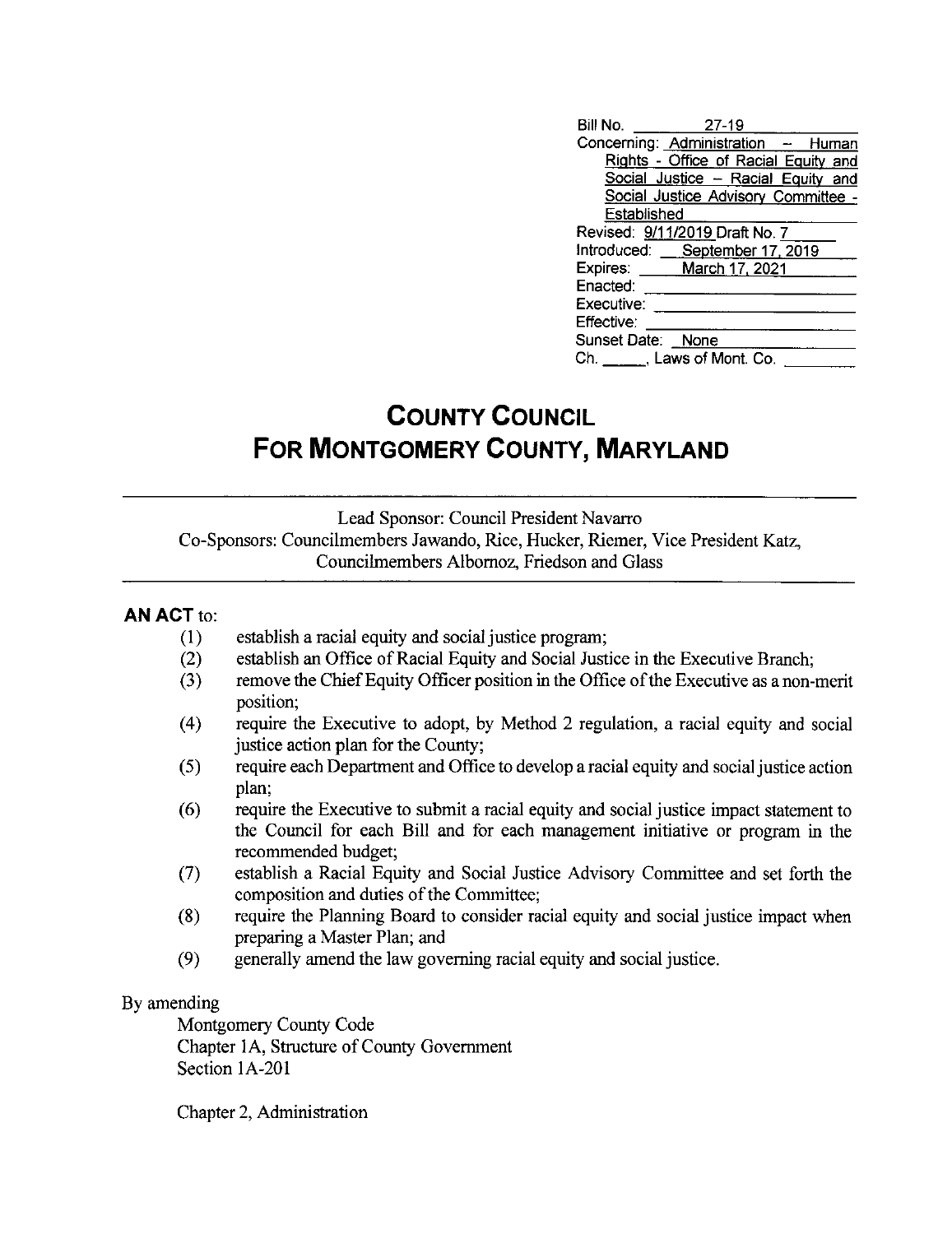| | |
|---|---|
| Bill No. | 27-19 |
| Concerning: | Administration – Human Rights - Office of Racial Equity and Social Justice – Racial Equity and Social Justice Advisory Committee - Established |
| Revised: | 9/11/2019 Draft No. 7 |
| Introduced: | September 17, 2019 |
| Expires: | March 17, 2021 |
| Enacted: | |
| Executive: | |
| Effective: | |
| Sunset Date: | None |
| Ch. ____, Laws of Mont. Co. | |

# COUNTY COUNCIL
# FOR MONTGOMERY COUNTY, MARYLAND

Lead Sponsor: Council President Navarro
Co-Sponsors: Councilmembers Jawando, Rice, Hucker, Riemer, Vice President Katz, Councilmembers Albornoz, Friedson and Glass

**AN ACT** to:

(1) establish a racial equity and social justice program;
(2) establish an Office of Racial Equity and Social Justice in the Executive Branch;
(3) remove the Chief Equity Officer position in the Office of the Executive as a non-merit position;
(4) require the Executive to adopt, by Method 2 regulation, a racial equity and social justice action plan for the County;
(5) require each Department and Office to develop a racial equity and social justice action plan;
(6) require the Executive to submit a racial equity and social justice impact statement to the Council for each Bill and for each management initiative or program in the recommended budget;
(7) establish a Racial Equity and Social Justice Advisory Committee and set forth the composition and duties of the Committee;
(8) require the Planning Board to consider racial equity and social justice impact when preparing a Master Plan; and
(9) generally amend the law governing racial equity and social justice.

By amending

Montgomery County Code
Chapter 1A, Structure of County Government
Section 1A-201

Chapter 2, Administration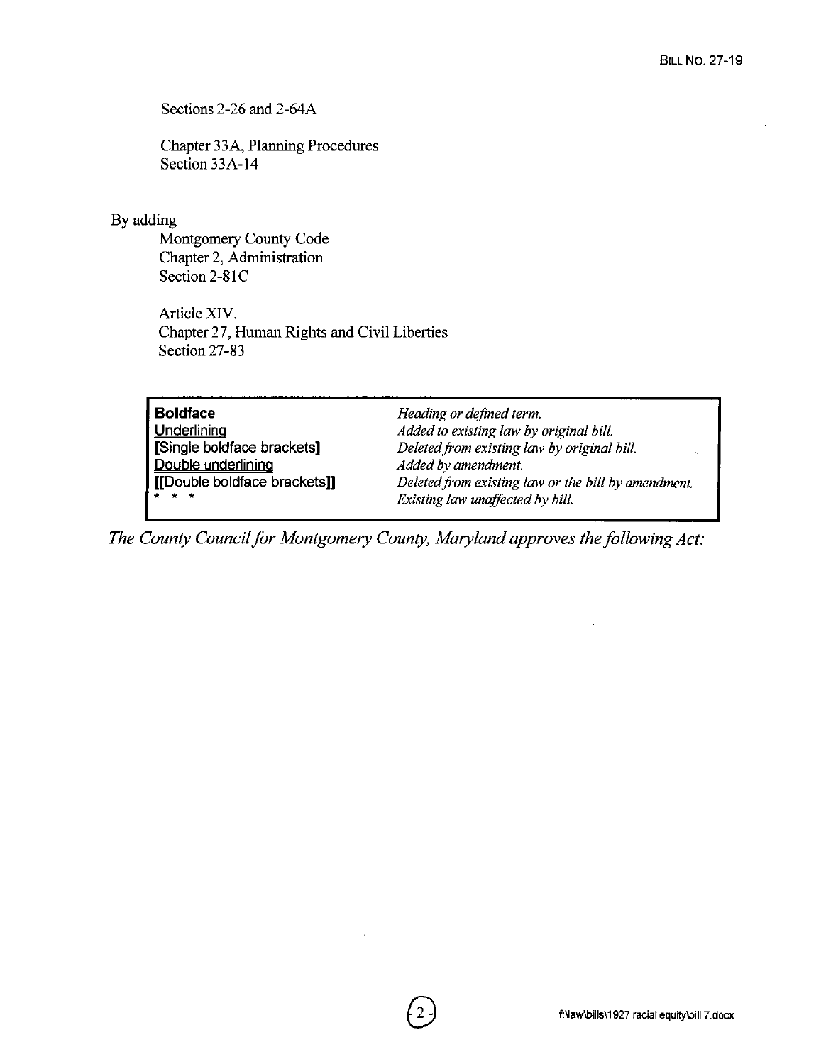Sections 2-26 and 2-64A

Chapter 33A, Planning Procedures
Section 33A-14

By adding

Montgomery County Code
Chapter 2, Administration
Section 2-81C

Article XIV.
Chapter 27, Human Rights and Civil Liberties
Section 27-83

| | |
|---|---|
| **Boldface** | *Heading or defined term.* |
| Underlining | *Added to existing law by original bill.* |
| **[Single boldface brackets]** | *Deleted from existing law by original bill.* |
| Double underlining | *Added by amendment.* |
| **[[Double boldface brackets]]** | *Deleted from existing law or the bill by amendment.* |
| * * * | *Existing law unaffected by bill.* |

*The County Council for Montgomery County, Maryland approves the following Act:*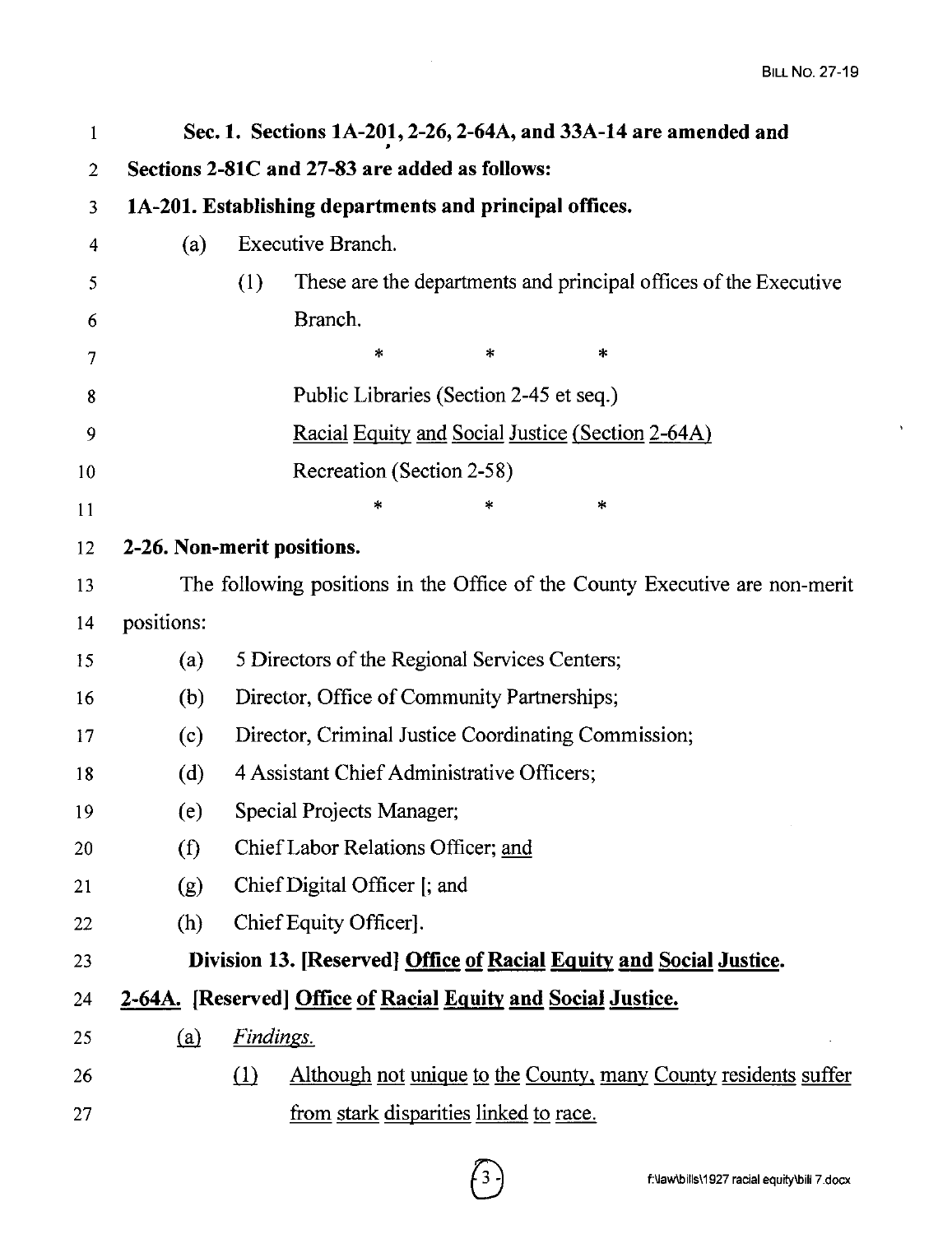**Sec. 1. Sections 1A-201, 2-26, 2-64A, and 33A-14 are amended and Sections 2-81C and 27-83 are added as follows:**

**1A-201. Establishing departments and principal offices.**

(a) Executive Branch.

(1) These are the departments and principal offices of the Executive Branch.

\* \* \*

Public Libraries (Section 2-45 et seq.)

<u>Racial Equity and Social Justice (Section 2-64A)</u>

Recreation (Section 2-58)

\* \* \*

**2-26. Non-merit positions.**

The following positions in the Office of the County Executive are non-merit positions:

(a) 5 Directors of the Regional Services Centers;

(b) Director, Office of Community Partnerships;

(c) Director, Criminal Justice Coordinating Commission;

(d) 4 Assistant Chief Administrative Officers;

(e) Special Projects Manager;

(f) Chief Labor Relations Officer; <u>and</u>

(g) Chief Digital Officer [; and

(h) Chief Equity Officer].

**Division 13. [Reserved] <u>Office of Racial Equity and Social Justice.</u>**

**<u>2-64A.</u> [Reserved] <u>Office of Racial Equity and Social Justice.</u>**

<u>(a)</u> <u>*Findings.*</u>

<u>(1)</u> <u>Although not unique to the County, many County residents suffer from stark disparities linked to race.</u>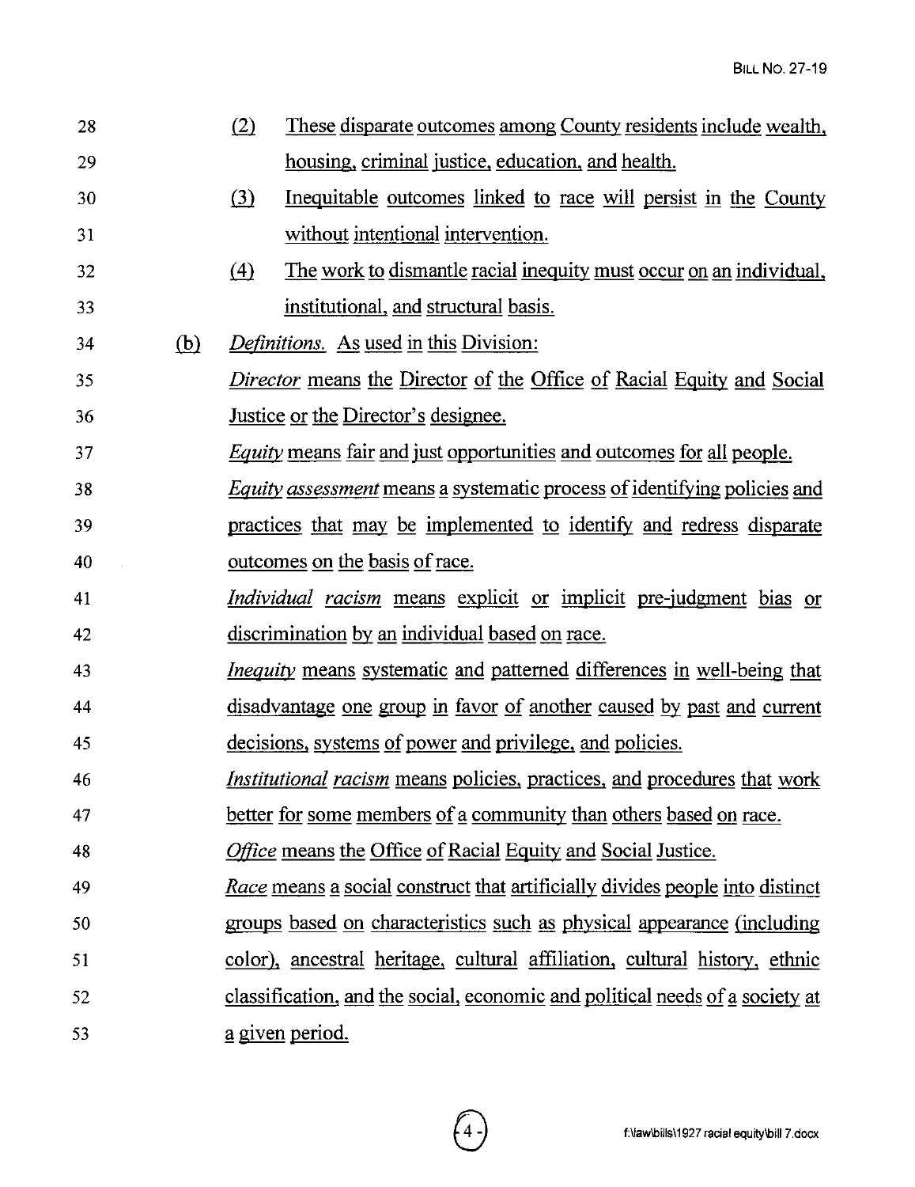(2) These disparate outcomes among County residents include wealth, housing, criminal justice, education, and health.

(3) Inequitable outcomes linked to race will persist in the County without intentional intervention.

(4) The work to dismantle racial inequity must occur on an individual, institutional, and structural basis.

(b) *Definitions.* As used in this Division:

*Director* means the Director of the Office of Racial Equity and Social Justice or the Director's designee.

*Equity* means fair and just opportunities and outcomes for all people.

*Equity assessment* means a systematic process of identifying policies and practices that may be implemented to identify and redress disparate outcomes on the basis of race.

*Individual racism* means explicit or implicit pre-judgment bias or discrimination by an individual based on race.

*Inequity* means systematic and patterned differences in well-being that disadvantage one group in favor of another caused by past and current decisions, systems of power and privilege, and policies.

*Institutional racism* means policies, practices, and procedures that work better for some members of a community than others based on race.

*Office* means the Office of Racial Equity and Social Justice.

*Race* means a social construct that artificially divides people into distinct groups based on characteristics such as physical appearance (including color), ancestral heritage, cultural affiliation, cultural history, ethnic classification, and the social, economic and political needs of a society at a given period.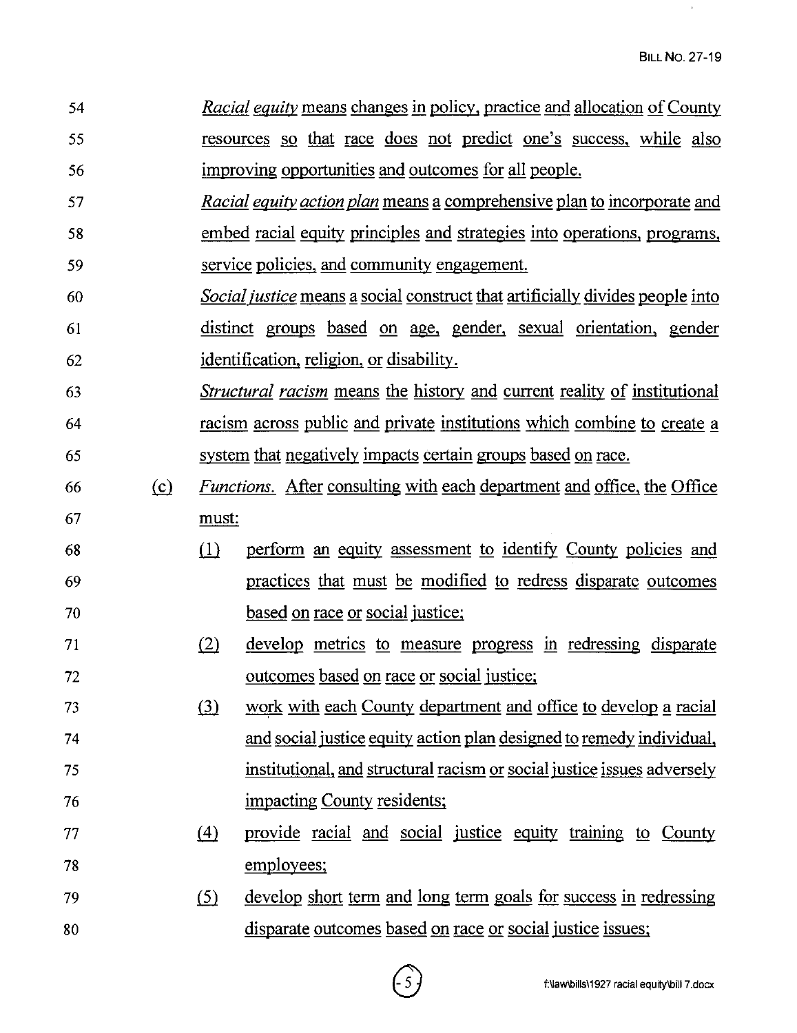*Racial equity* means changes in policy, practice and allocation of County resources so that race does not predict one's success, while also improving opportunities and outcomes for all people.

*Racial equity action plan* means a comprehensive plan to incorporate and embed racial equity principles and strategies into operations, programs, service policies, and community engagement.

*Social justice* means a social construct that artificially divides people into distinct groups based on age, gender, sexual orientation, gender identification, religion, or disability.

*Structural racism* means the history and current reality of institutional racism across public and private institutions which combine to create a system that negatively impacts certain groups based on race.

(c) *Functions.* After consulting with each department and office, the Office must:

(1) perform an equity assessment to identify County policies and practices that must be modified to redress disparate outcomes based on race or social justice;

(2) develop metrics to measure progress in redressing disparate outcomes based on race or social justice;

(3) work with each County department and office to develop a racial and social justice equity action plan designed to remedy individual, institutional, and structural racism or social justice issues adversely impacting County residents;

(4) provide racial and social justice equity training to County employees;

(5) develop short term and long term goals for success in redressing disparate outcomes based on race or social justice issues;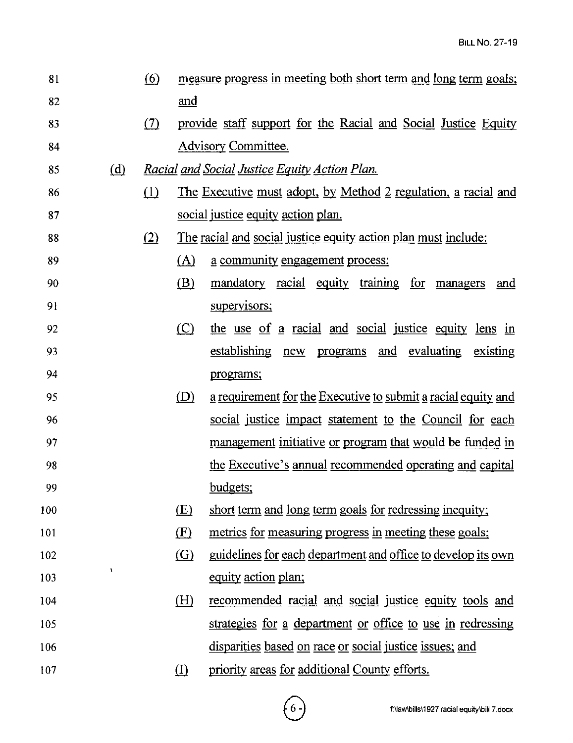(6) measure progress in meeting both short term and long term goals; and

(7) provide staff support for the Racial and Social Justice Equity Advisory Committee.

(d) *Racial and Social Justice Equity Action Plan.*

(1) The Executive must adopt, by Method 2 regulation, a racial and social justice equity action plan.

(2) The racial and social justice equity action plan must include:

(A) a community engagement process;

(B) mandatory racial equity training for managers and supervisors;

(C) the use of a racial and social justice equity lens in establishing new programs and evaluating existing programs;

(D) a requirement for the Executive to submit a racial equity and social justice impact statement to the Council for each management initiative or program that would be funded in the Executive's annual recommended operating and capital budgets;

(E) short term and long term goals for redressing inequity;

(F) metrics for measuring progress in meeting these goals;

(G) guidelines for each department and office to develop its own equity action plan;

(H) recommended racial and social justice equity tools and strategies for a department or office to use in redressing disparities based on race or social justice issues; and

(I) priority areas for additional County efforts.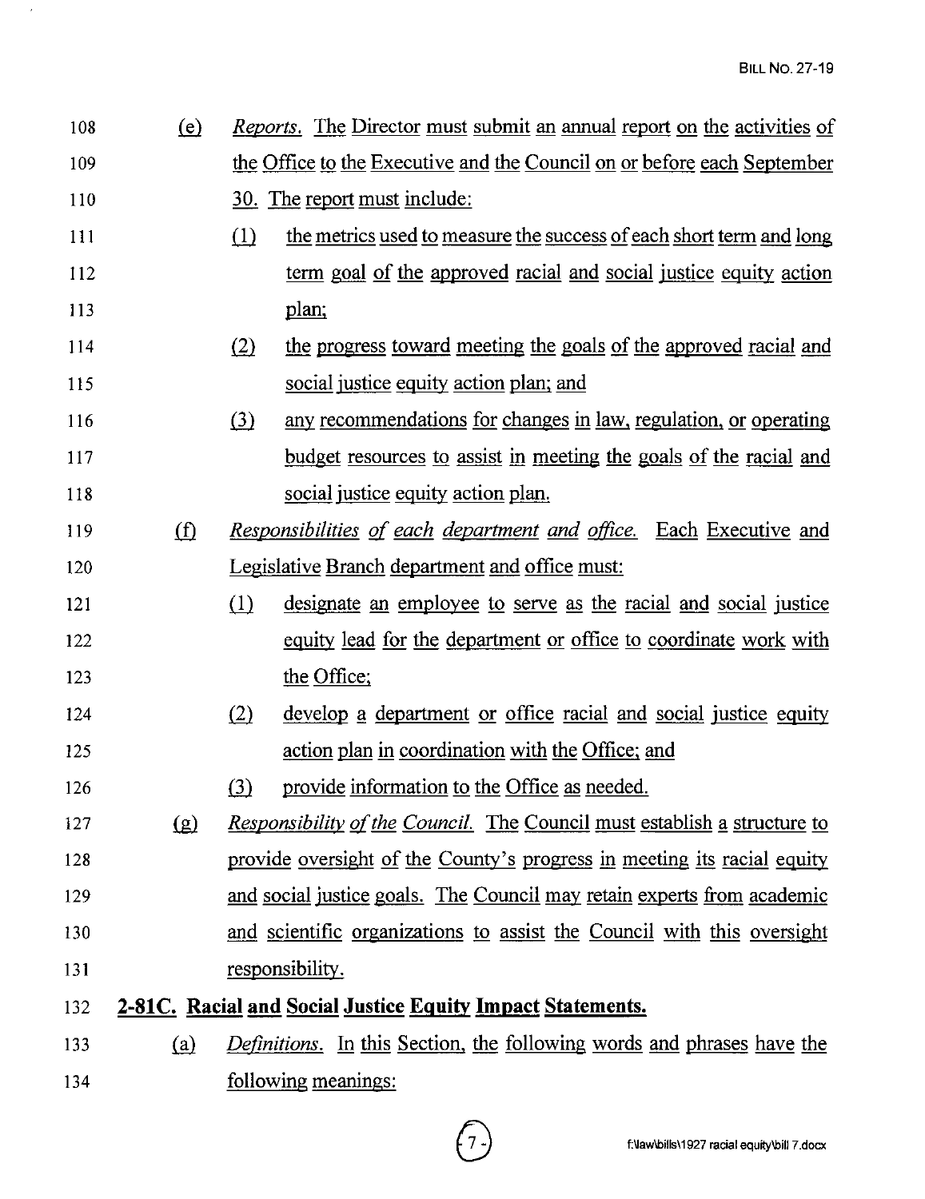(e) *Reports.* The Director must submit an annual report on the activities of the Office to the Executive and the Council on or before each September 30. The report must include:

(1) the metrics used to measure the success of each short term and long term goal of the approved racial and social justice equity action plan;

(2) the progress toward meeting the goals of the approved racial and social justice equity action plan; and

(3) any recommendations for changes in law, regulation, or operating budget resources to assist in meeting the goals of the racial and social justice equity action plan.

(f) *Responsibilities of each department and office.* Each Executive and Legislative Branch department and office must:

(1) designate an employee to serve as the racial and social justice equity lead for the department or office to coordinate work with the Office;

(2) develop a department or office racial and social justice equity action plan in coordination with the Office; and

(3) provide information to the Office as needed.

(g) *Responsibility of the Council.* The Council must establish a structure to provide oversight of the County's progress in meeting its racial equity and social justice goals. The Council may retain experts from academic and scientific organizations to assist the Council with this oversight responsibility.

**2-81C. Racial and Social Justice Equity Impact Statements.**

(a) *Definitions.* In this Section, the following words and phrases have the following meanings: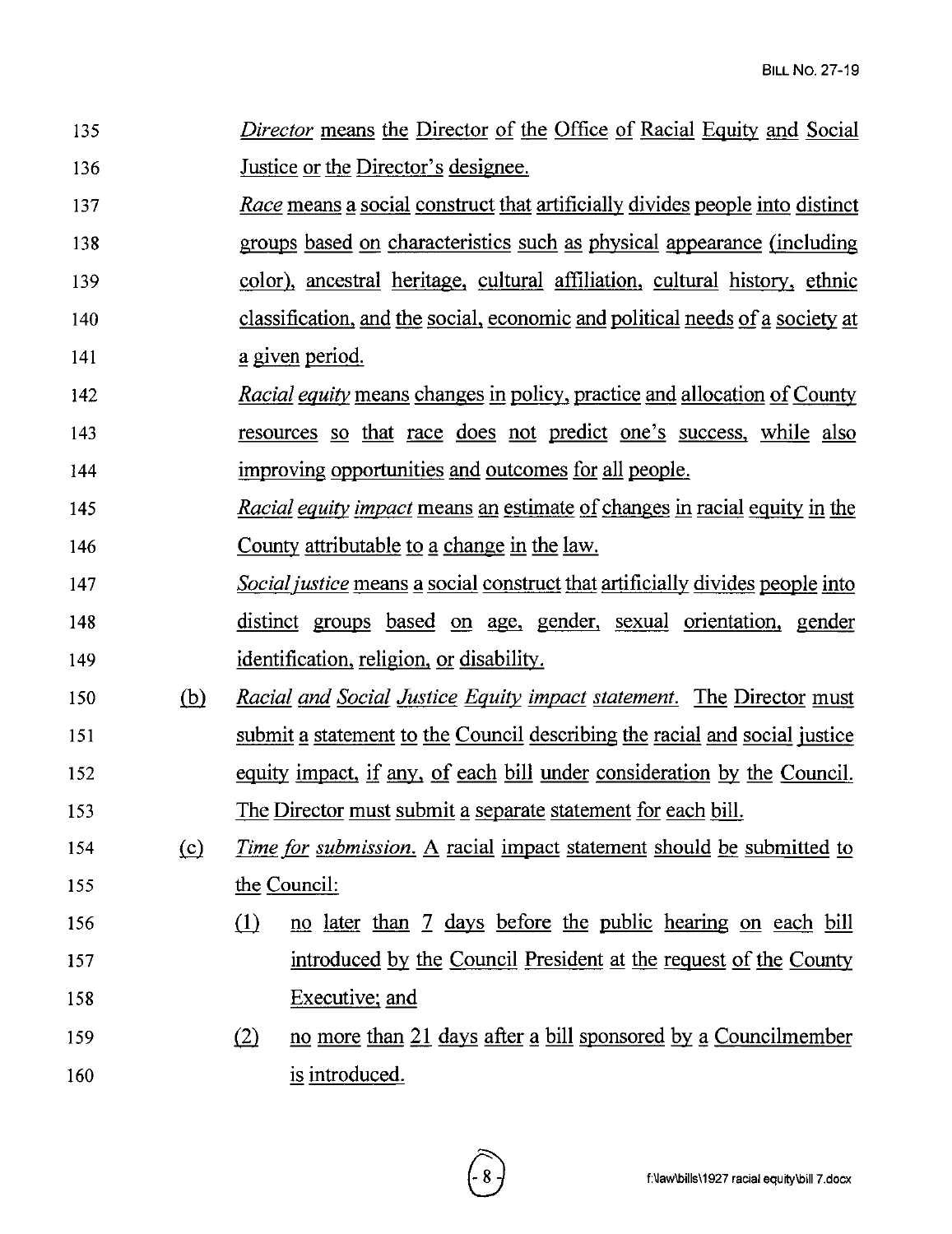135 *Director* means the Director of the Office of Racial Equity and Social
136 Justice or the Director's designee.
137 *Race* means a social construct that artificially divides people into distinct
138 groups based on characteristics such as physical appearance (including
139 color), ancestral heritage, cultural affiliation, cultural history, ethnic
140 classification, and the social, economic and political needs of a society at
141 a given period.
142 *Racial equity* means changes in policy, practice and allocation of County
143 resources so that race does not predict one's success, while also
144 improving opportunities and outcomes for all people.
145 *Racial equity impact* means an estimate of changes in racial equity in the
146 County attributable to a change in the law.
147 *Social justice* means a social construct that artificially divides people into
148 distinct groups based on age, gender, sexual orientation, gender
149 identification, religion, or disability.
150 (b) *Racial and Social Justice Equity impact statement.* The Director must
151 submit a statement to the Council describing the racial and social justice
152 equity impact, if any, of each bill under consideration by the Council.
153 The Director must submit a separate statement for each bill.
154 (c) *Time for submission.* A racial impact statement should be submitted to
155 the Council:
156 (1) no later than 7 days before the public hearing on each bill
157 introduced by the Council President at the request of the County
158 Executive; and
159 (2) no more than 21 days after a bill sponsored by a Councilmember
160 is introduced.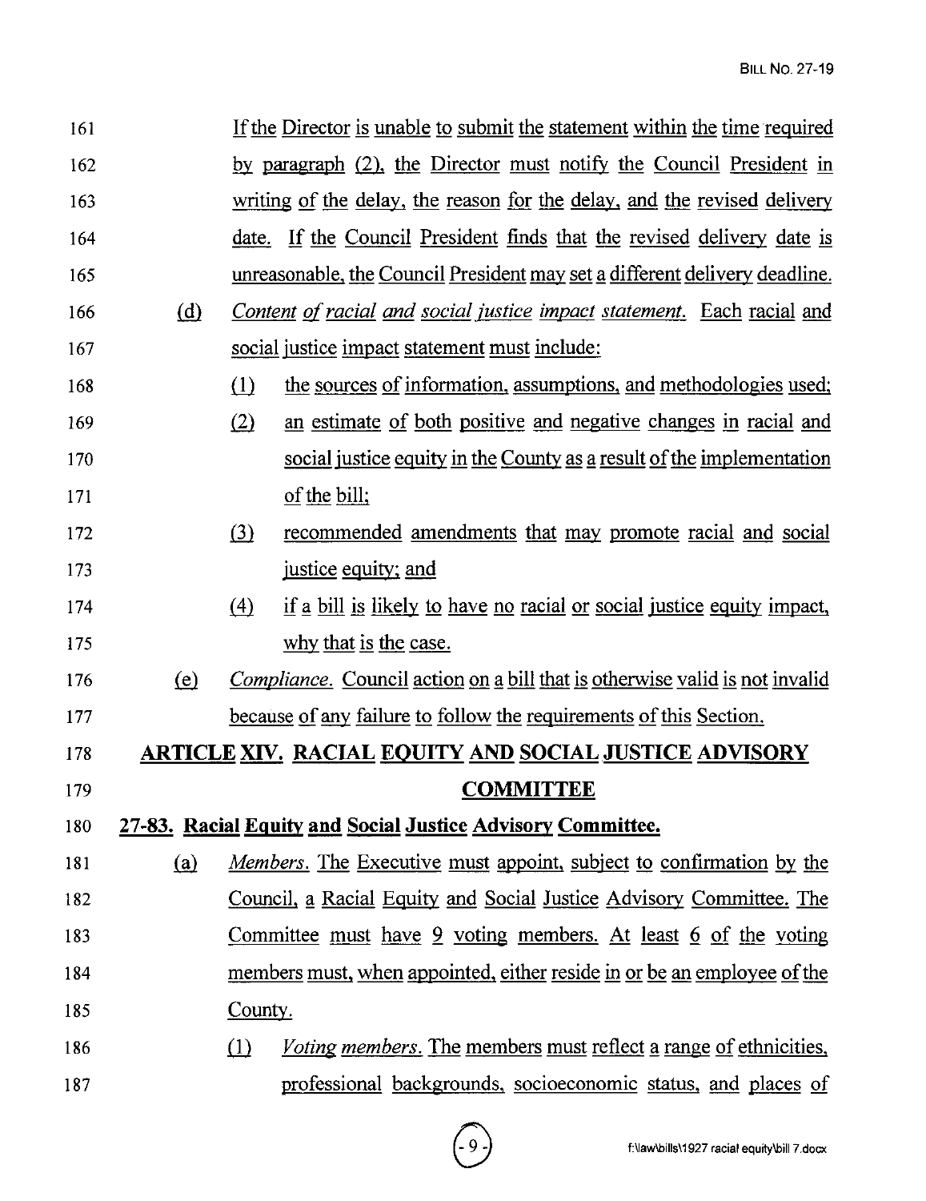If the Director is unable to submit the statement within the time required by paragraph (2), the Director must notify the Council President in writing of the delay, the reason for the delay, and the revised delivery date. If the Council President finds that the revised delivery date is unreasonable, the Council President may set a different delivery deadline.

(d) *Content of racial and social justice impact statement.* Each racial and social justice impact statement must include:

(1) the sources of information, assumptions, and methodologies used;

(2) an estimate of both positive and negative changes in racial and social justice equity in the County as a result of the implementation of the bill;

(3) recommended amendments that may promote racial and social justice equity; and

(4) if a bill is likely to have no racial or social justice equity impact, why that is the case.

(e) *Compliance.* Council action on a bill that is otherwise valid is not invalid because of any failure to follow the requirements of this Section.

## ARTICLE XIV. RACIAL EQUITY AND SOCIAL JUSTICE ADVISORY COMMITTEE

### 27-83. Racial Equity and Social Justice Advisory Committee.

(a) *Members.* The Executive must appoint, subject to confirmation by the Council, a Racial Equity and Social Justice Advisory Committee. The Committee must have 9 voting members. At least 6 of the voting members must, when appointed, either reside in or be an employee of the County.

(1) *Voting members.* The members must reflect a range of ethnicities, professional backgrounds, socioeconomic status, and places of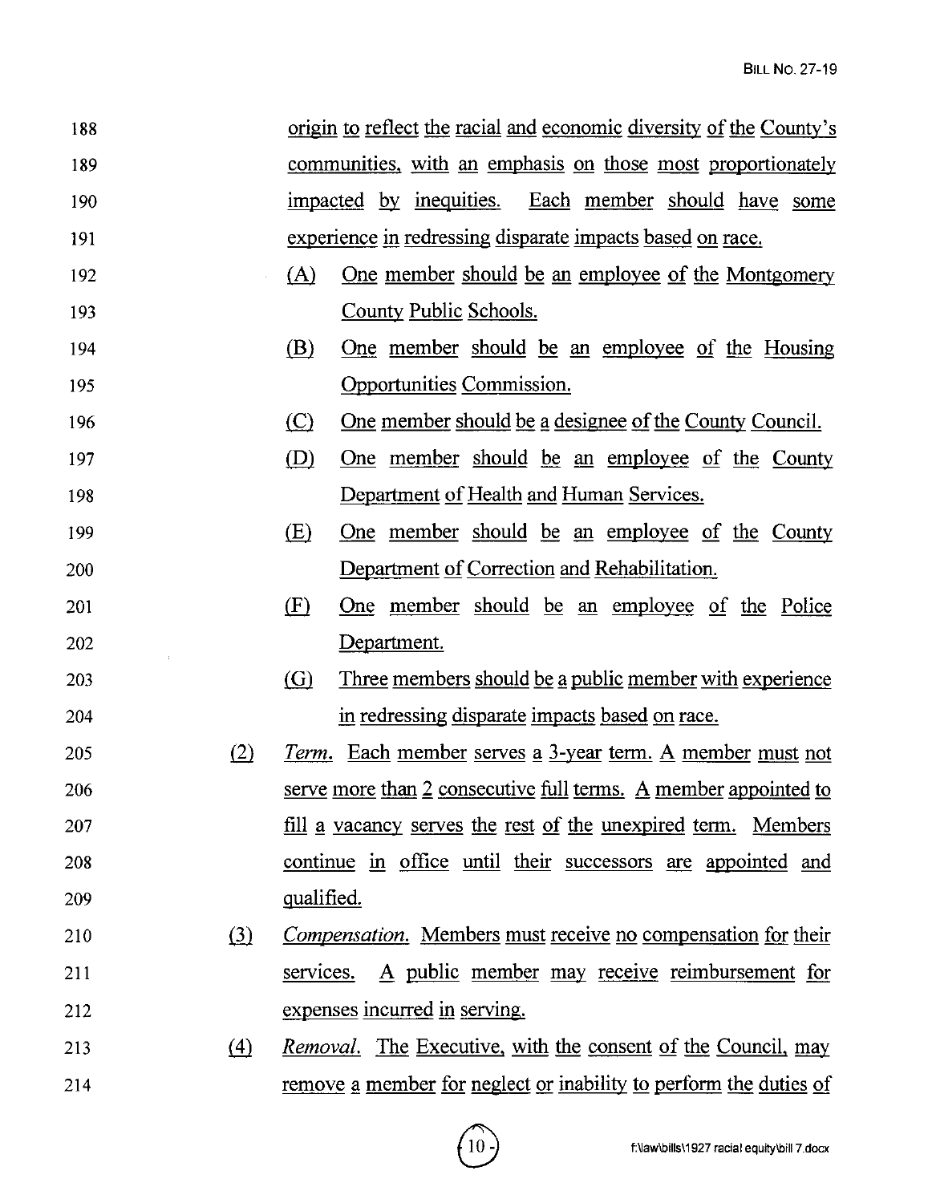origin to reflect the racial and economic diversity of the County's communities, with an emphasis on those most proportionately impacted by inequities. Each member should have some experience in redressing disparate impacts based on race.

(A) One member should be an employee of the Montgomery County Public Schools.

(B) One member should be an employee of the Housing Opportunities Commission.

(C) One member should be a designee of the County Council.

(D) One member should be an employee of the County Department of Health and Human Services.

(E) One member should be an employee of the County Department of Correction and Rehabilitation.

(F) One member should be an employee of the Police Department.

(G) Three members should be a public member with experience in redressing disparate impacts based on race.

(2) *Term.* Each member serves a 3-year term. A member must not serve more than 2 consecutive full terms. A member appointed to fill a vacancy serves the rest of the unexpired term. Members continue in office until their successors are appointed and qualified.

(3) *Compensation.* Members must receive no compensation for their services. A public member may receive reimbursement for expenses incurred in serving.

(4) *Removal.* The Executive, with the consent of the Council, may remove a member for neglect or inability to perform the duties of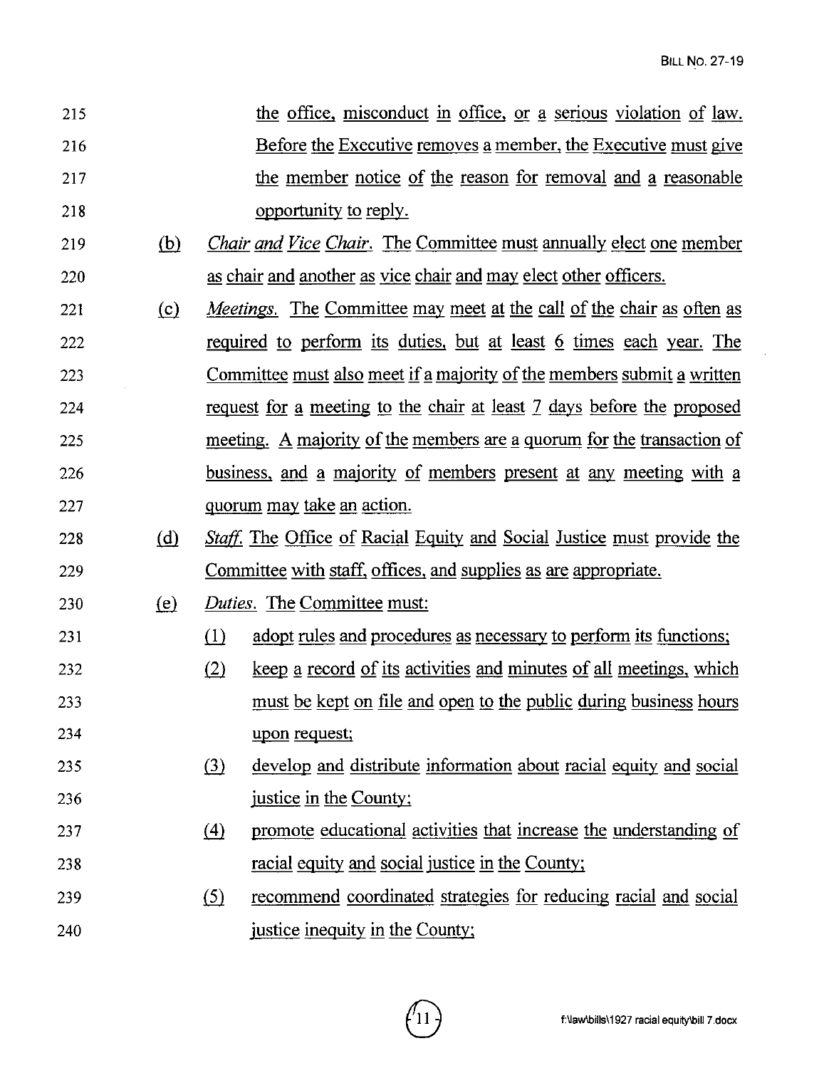215 the office, misconduct in office, or a serious violation of law.
216 Before the Executive removes a member, the Executive must give
217 the member notice of the reason for removal and a reasonable
218 opportunity to reply.

219 (b) *Chair and Vice Chair.* The Committee must annually elect one member
220 as chair and another as vice chair and may elect other officers.

221 (c) *Meetings.* The Committee may meet at the call of the chair as often as
222 required to perform its duties, but at least 6 times each year. The
223 Committee must also meet if a majority of the members submit a written
224 request for a meeting to the chair at least 7 days before the proposed
225 meeting. A majority of the members are a quorum for the transaction of
226 business, and a majority of members present at any meeting with a
227 quorum may take an action.

228 (d) *Staff.* The Office of Racial Equity and Social Justice must provide the
229 Committee with staff, offices, and supplies as are appropriate.

230 (e) *Duties.* The Committee must:

231 (1) adopt rules and procedures as necessary to perform its functions;

232 (2) keep a record of its activities and minutes of all meetings, which
233 must be kept on file and open to the public during business hours
234 upon request;

235 (3) develop and distribute information about racial equity and social
236 justice in the County;

237 (4) promote educational activities that increase the understanding of
238 racial equity and social justice in the County;

239 (5) recommend coordinated strategies for reducing racial and social
240 justice inequity in the County;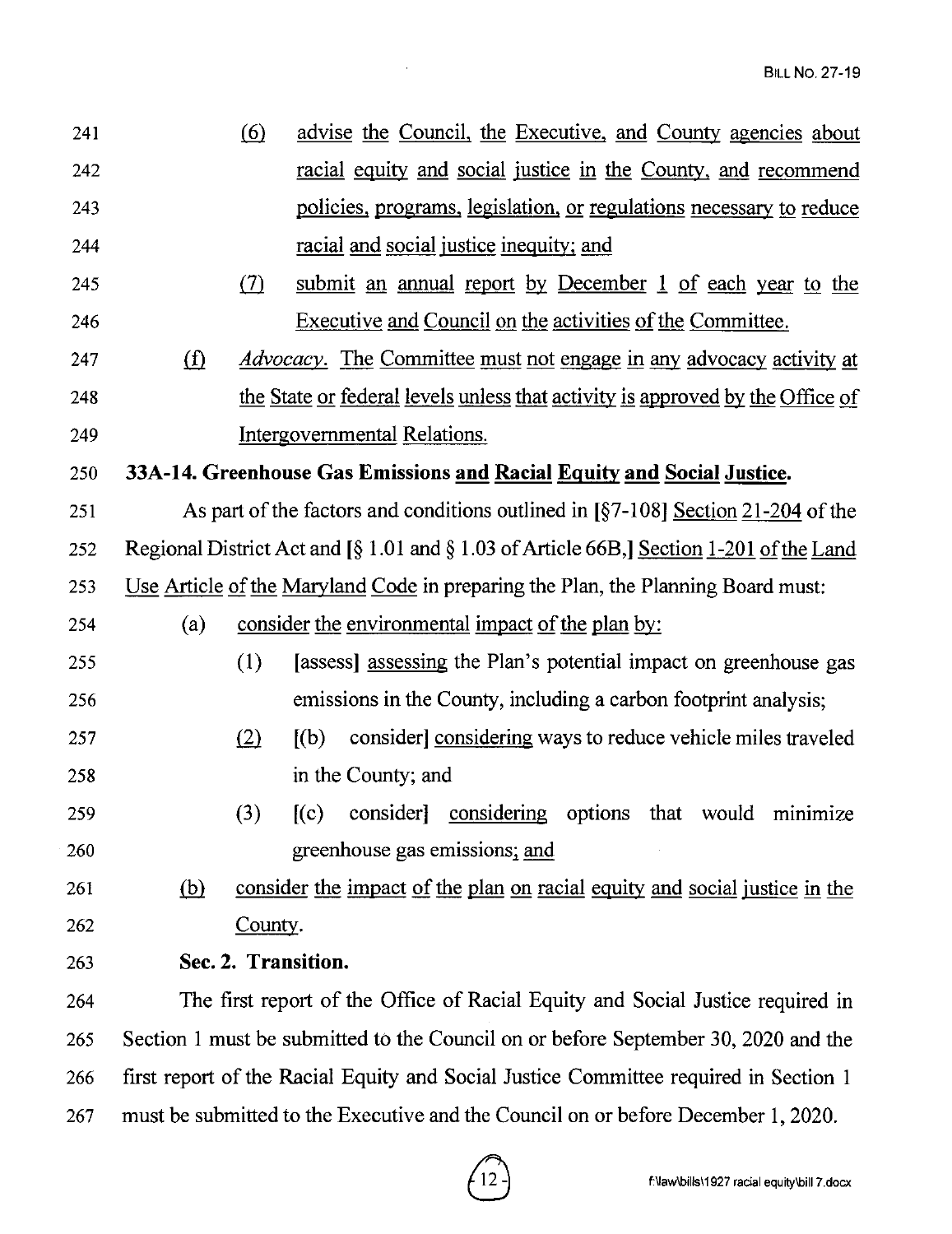(6) advise the Council, the Executive, and County agencies about racial equity and social justice in the County, and recommend policies, programs, legislation, or regulations necessary to reduce racial and social justice inequity; and

(7) submit an annual report by December 1 of each year to the Executive and Council on the activities of the Committee.

(f) *Advocacy*. The Committee must not engage in any advocacy activity at the State or federal levels unless that activity is approved by the Office of Intergovernmental Relations.

**33A-14. Greenhouse Gas Emissions and Racial Equity and Social Justice.**

As part of the factors and conditions outlined in [§7-108] Section 21-204 of the Regional District Act and [§ 1.01 and § 1.03 of Article 66B,] Section 1-201 of the Land Use Article of the Maryland Code in preparing the Plan, the Planning Board must:

(a) consider the environmental impact of the plan by:

(1) [assess] assessing the Plan's potential impact on greenhouse gas emissions in the County, including a carbon footprint analysis;

(2) [(b) consider] considering ways to reduce vehicle miles traveled in the County; and

(3) [(c) consider] considering options that would minimize greenhouse gas emissions; and

(b) consider the impact of the plan on racial equity and social justice in the County.

**Sec. 2. Transition.**

The first report of the Office of Racial Equity and Social Justice required in Section 1 must be submitted to the Council on or before September 30, 2020 and the first report of the Racial Equity and Social Justice Committee required in Section 1 must be submitted to the Executive and the Council on or before December 1, 2020.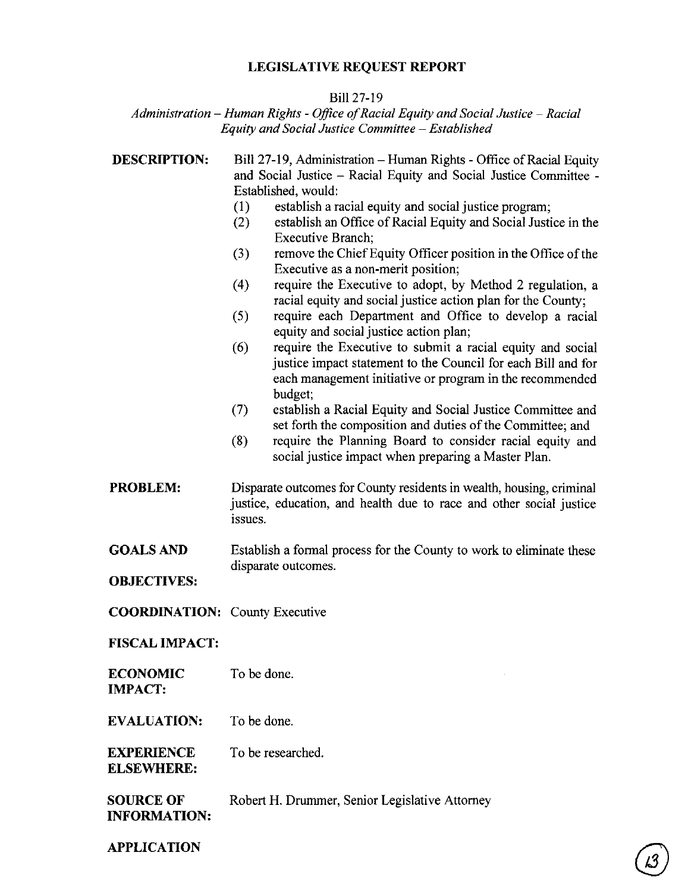# LEGISLATIVE REQUEST REPORT

Bill 27-19

*Administration – Human Rights - Office of Racial Equity and Social Justice – Racial Equity and Social Justice Committee – Established*

**DESCRIPTION:** Bill 27-19, Administration – Human Rights - Office of Racial Equity and Social Justice – Racial Equity and Social Justice Committee - Established, would:

(1) establish a racial equity and social justice program;
(2) establish an Office of Racial Equity and Social Justice in the Executive Branch;
(3) remove the Chief Equity Officer position in the Office of the Executive as a non-merit position;
(4) require the Executive to adopt, by Method 2 regulation, a racial equity and social justice action plan for the County;
(5) require each Department and Office to develop a racial equity and social justice action plan;
(6) require the Executive to submit a racial equity and social justice impact statement to the Council for each Bill and for each management initiative or program in the recommended budget;
(7) establish a Racial Equity and Social Justice Committee and set forth the composition and duties of the Committee; and
(8) require the Planning Board to consider racial equity and social justice impact when preparing a Master Plan.

**PROBLEM:** Disparate outcomes for County residents in wealth, housing, criminal justice, education, and health due to race and other social justice issues.

**GOALS AND OBJECTIVES:** Establish a formal process for the County to work to eliminate these disparate outcomes.

**COORDINATION:** County Executive

**FISCAL IMPACT:**

**ECONOMIC IMPACT:** To be done.

**EVALUATION:** To be done.

**EXPERIENCE ELSEWHERE:** To be researched.

**SOURCE OF INFORMATION:** Robert H. Drummer, Senior Legislative Attorney

**APPLICATION**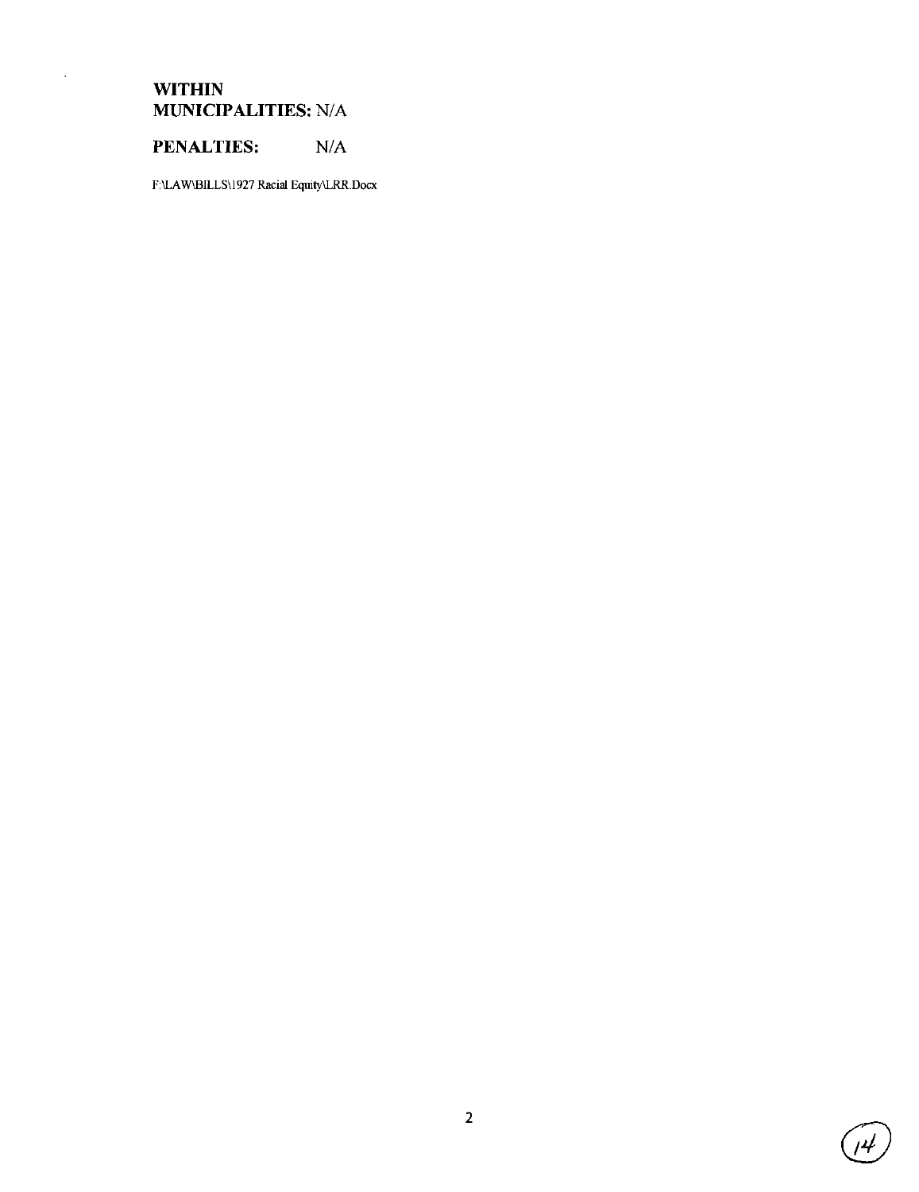**WITHIN MUNICIPALITIES:** N/A

**PENALTIES:** N/A

F:\LAW\BILLS\1927 Racial Equity\LRR.Docx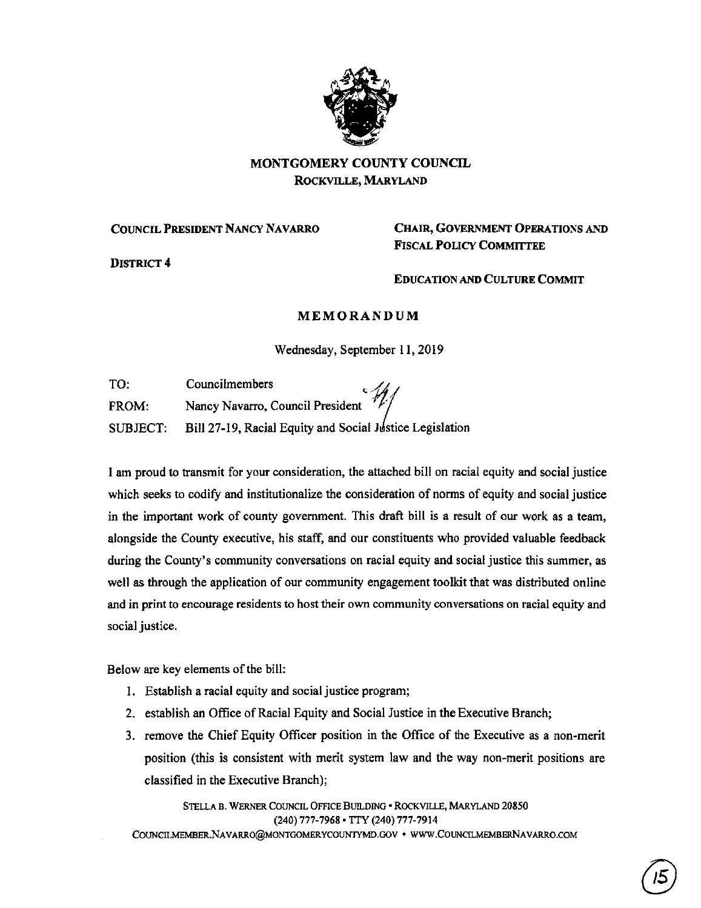# MONTGOMERY COUNTY COUNCIL
**ROCKVILLE, MARYLAND**

**COUNCIL PRESIDENT NANCY NAVARRO**

**DISTRICT 4**

**CHAIR, GOVERNMENT OPERATIONS AND FISCAL POLICY COMMITTEE**

**EDUCATION AND CULTURE COMMIT**

## MEMORANDUM

Wednesday, September 11, 2019

TO: Councilmembers

FROM: Nancy Navarro, Council President

SUBJECT: Bill 27-19, Racial Equity and Social Justice Legislation

I am proud to transmit for your consideration, the attached bill on racial equity and social justice which seeks to codify and institutionalize the consideration of norms of equity and social justice in the important work of county government. This draft bill is a result of our work as a team, alongside the County executive, his staff, and our constituents who provided valuable feedback during the County's community conversations on racial equity and social justice this summer, as well as through the application of our community engagement toolkit that was distributed online and in print to encourage residents to host their own community conversations on racial equity and social justice.

Below are key elements of the bill:

1. Establish a racial equity and social justice program;
2. establish an Office of Racial Equity and Social Justice in the Executive Branch;
3. remove the Chief Equity Officer position in the Office of the Executive as a non-merit position (this is consistent with merit system law and the way non-merit positions are classified in the Executive Branch);

STELLA B. WERNER COUNCIL OFFICE BUILDING • ROCKVILLE, MARYLAND 20850
(240) 777-7968 • TTY (240) 777-7914
COUNCILMEMBER.NAVARRO@MONTGOMERYCOUNTYMD.GOV • WWW.COUNCILMEMBERNAVARRO.COM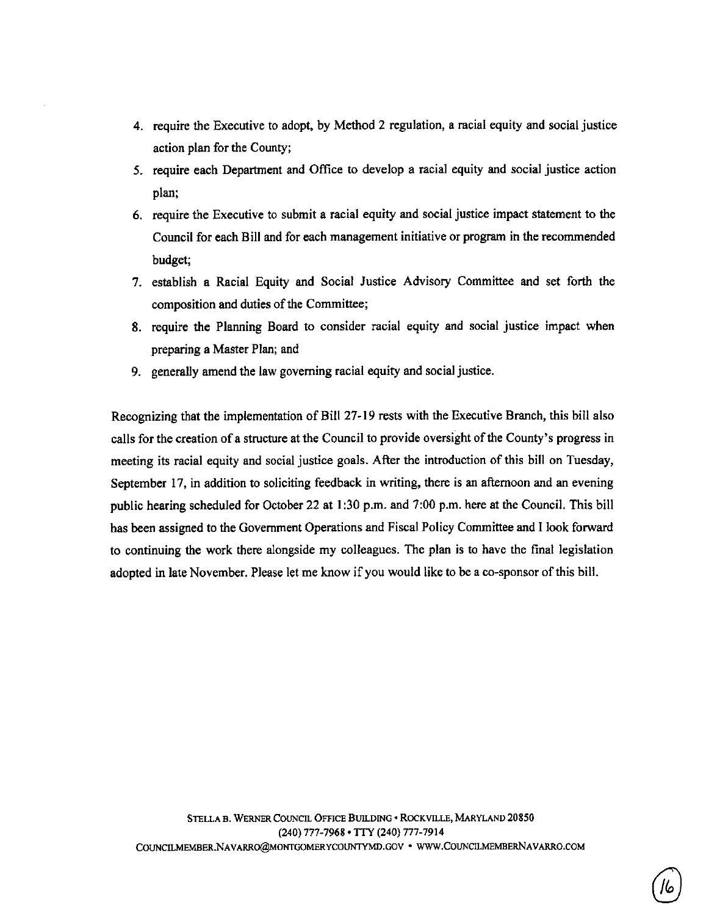4. require the Executive to adopt, by Method 2 regulation, a racial equity and social justice action plan for the County;
5. require each Department and Office to develop a racial equity and social justice action plan;
6. require the Executive to submit a racial equity and social justice impact statement to the Council for each Bill and for each management initiative or program in the recommended budget;
7. establish a Racial Equity and Social Justice Advisory Committee and set forth the composition and duties of the Committee;
8. require the Planning Board to consider racial equity and social justice impact when preparing a Master Plan; and
9. generally amend the law governing racial equity and social justice.

Recognizing that the implementation of Bill 27-19 rests with the Executive Branch, this bill also calls for the creation of a structure at the Council to provide oversight of the County's progress in meeting its racial equity and social justice goals. After the introduction of this bill on Tuesday, September 17, in addition to soliciting feedback in writing, there is an afternoon and an evening public hearing scheduled for October 22 at 1:30 p.m. and 7:00 p.m. here at the Council. This bill has been assigned to the Government Operations and Fiscal Policy Committee and I look forward to continuing the work there alongside my colleagues. The plan is to have the final legislation adopted in late November. Please let me know if you would like to be a co-sponsor of this bill.

STELLA B. WERNER COUNCIL OFFICE BUILDING • ROCKVILLE, MARYLAND 20850
(240) 777-7968 • TTY (240) 777-7914
COUNCILMEMBER.NAVARRO@MONTGOMERYCOUNTYMD.GOV • WWW.COUNCILMEMBERNAVARRO.COM